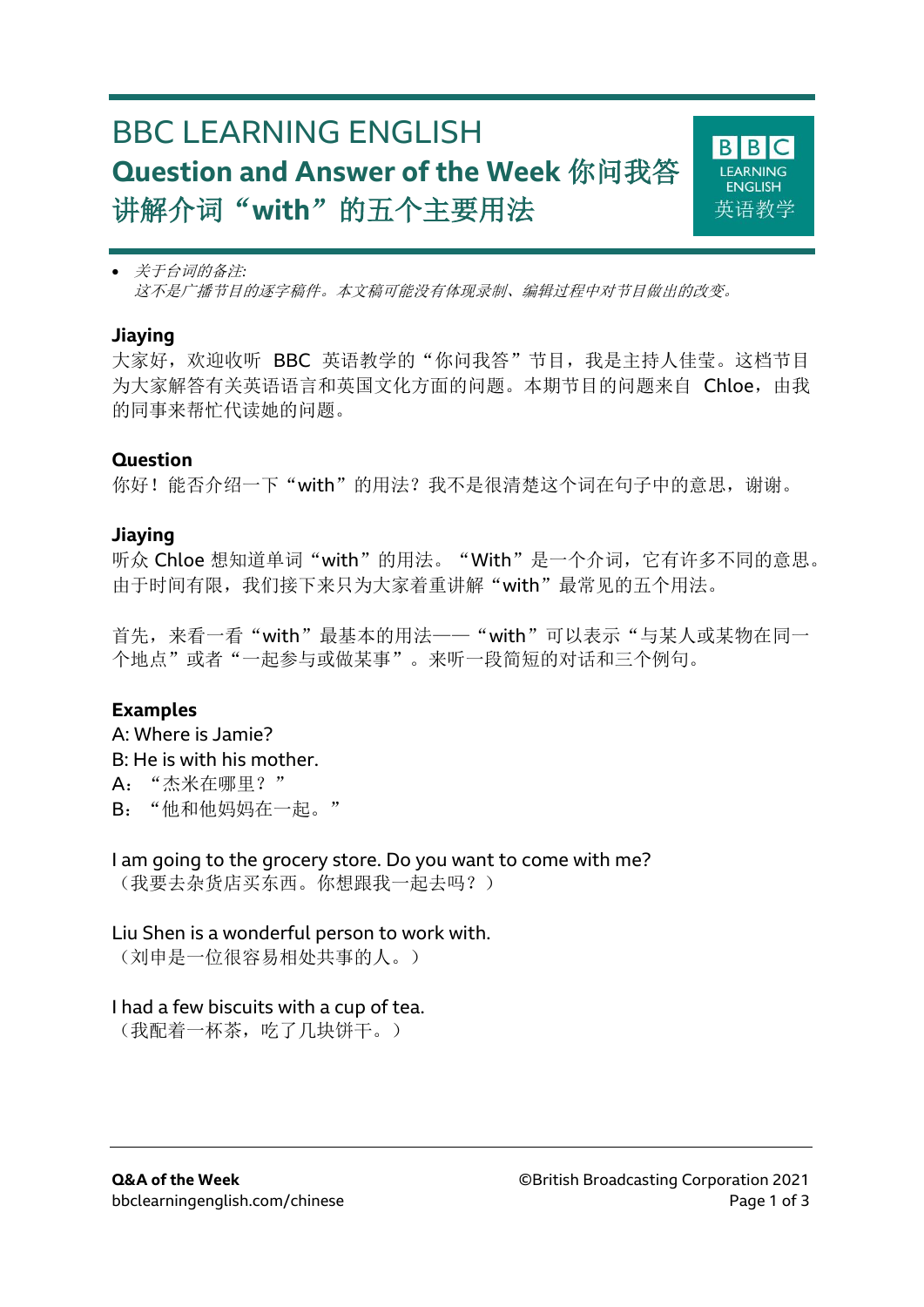# BBC LEARNING ENGLISH

## Question and Answer of the Week 你问我答

## 讲解介词“with”的五个主要用法

- *关于台词的备注:*
  *这不是广播节目的逐字稿件。本文稿可能没有体现录制、编辑过程中对节目做出的改变。*

**Jiaying**

大家好，欢迎收听 BBC 英语教学的“你问我答”节目，我是主持人佳莹。这档节目为大家解答有关英语语言和英国文化方面的问题。本期节目的问题来自 Chloe，由我的同事来帮忙代读她的问题。

**Question**

你好！能否介绍一下“with”的用法？我不是很清楚这个词在句子中的意思，谢谢。

**Jiaying**

听众 Chloe 想知道单词“with”的用法。“With”是一个介词，它有许多不同的意思。由于时间有限，我们接下来只为大家着重讲解“with”最常见的五个用法。

首先，来看一看“with”最基本的用法——“with”可以表示“与某人或某物在同一个地点”或者“一起参与或做某事”。来听一段简短的对话和三个例句。

**Examples**

A: Where is Jamie?
B: He is with his mother.
A：“杰米在哪里？”
B：“他和他妈妈在一起。”

I am going to the grocery store. Do you want to come with me?
（我要去杂货店买东西。你想跟我一起去吗？）

Liu Shen is a wonderful person to work with.
（刘申是一位很容易相处共事的人。）

I had a few biscuits with a cup of tea.
（我配着一杯茶，吃了几块饼干。）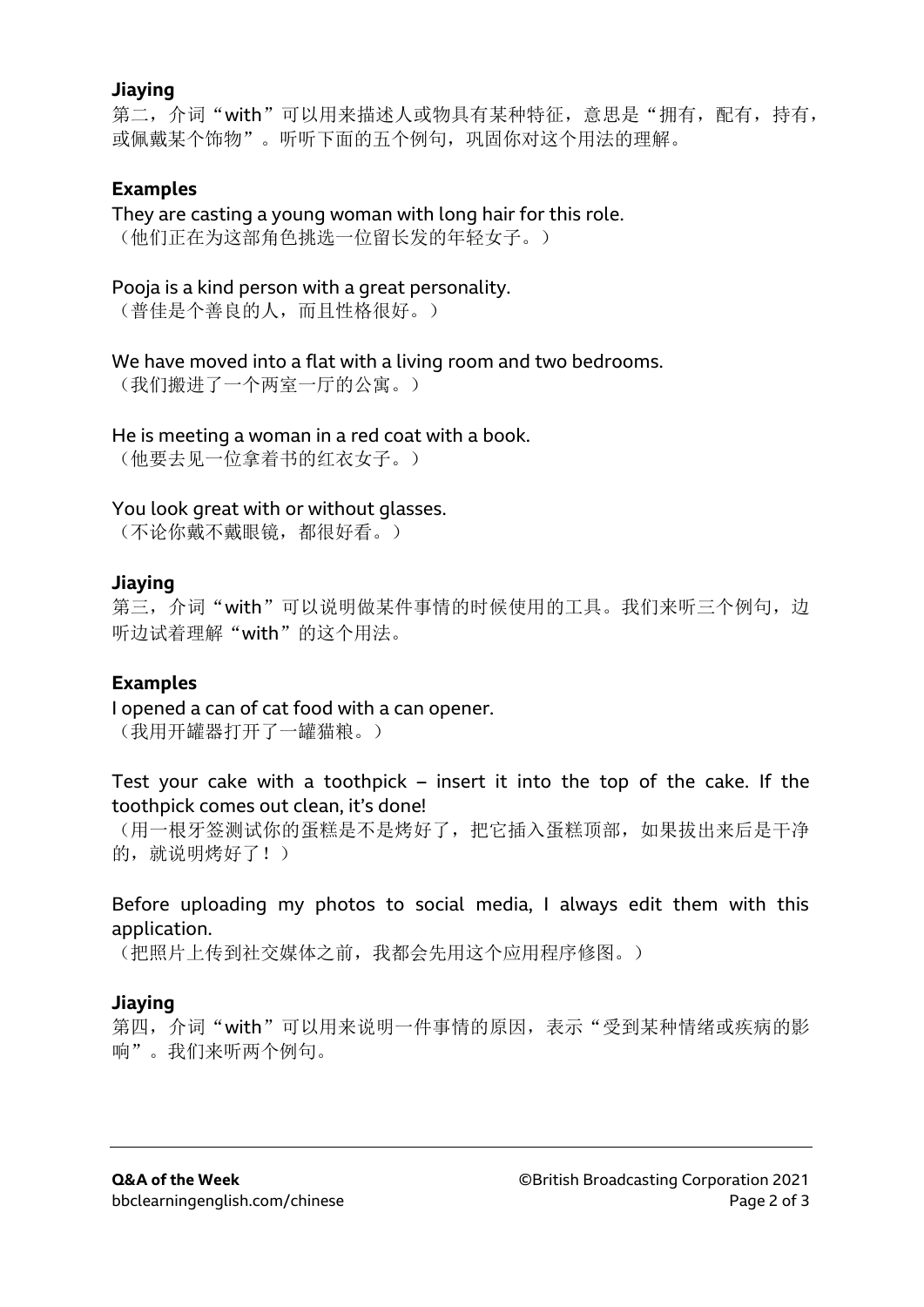**Jiaying**

第二，介词“with”可以用来描述人或物具有某种特征，意思是“拥有，配有，持有，或佩戴某个饰物”。听听下面的五个例句，巩固你对这个用法的理解。

**Examples**

They are casting a young woman with long hair for this role.
（他们正在为这部角色挑选一位留长发的年轻女子。）

Pooja is a kind person with a great personality.
（普佳是个善良的人，而且性格很好。）

We have moved into a flat with a living room and two bedrooms.
（我们搬进了一个两室一厅的公寓。）

He is meeting a woman in a red coat with a book.
（他要去见一位拿着书的红衣女子。）

You look great with or without glasses.
（不论你戴不戴眼镜，都很好看。）

**Jiaying**

第三，介词“with”可以说明做某件事情的时候使用的工具。我们来听三个例句，边听边试着理解“with”的这个用法。

**Examples**

I opened a can of cat food with a can opener.
（我用开罐器打开了一罐猫粮。）

Test your cake with a toothpick – insert it into the top of the cake. If the toothpick comes out clean, it’s done!
（用一根牙签测试你的蛋糕是不是烤好了，把它插入蛋糕顶部，如果拔出来后是干净的，就说明烤好了！）

Before uploading my photos to social media, I always edit them with this application.
（把照片上传到社交媒体之前，我都会先用这个应用程序修图。）

**Jiaying**

第四，介词“with”可以用来说明一件事情的原因，表示“受到某种情绪或疾病的影响”。我们来听两个例句。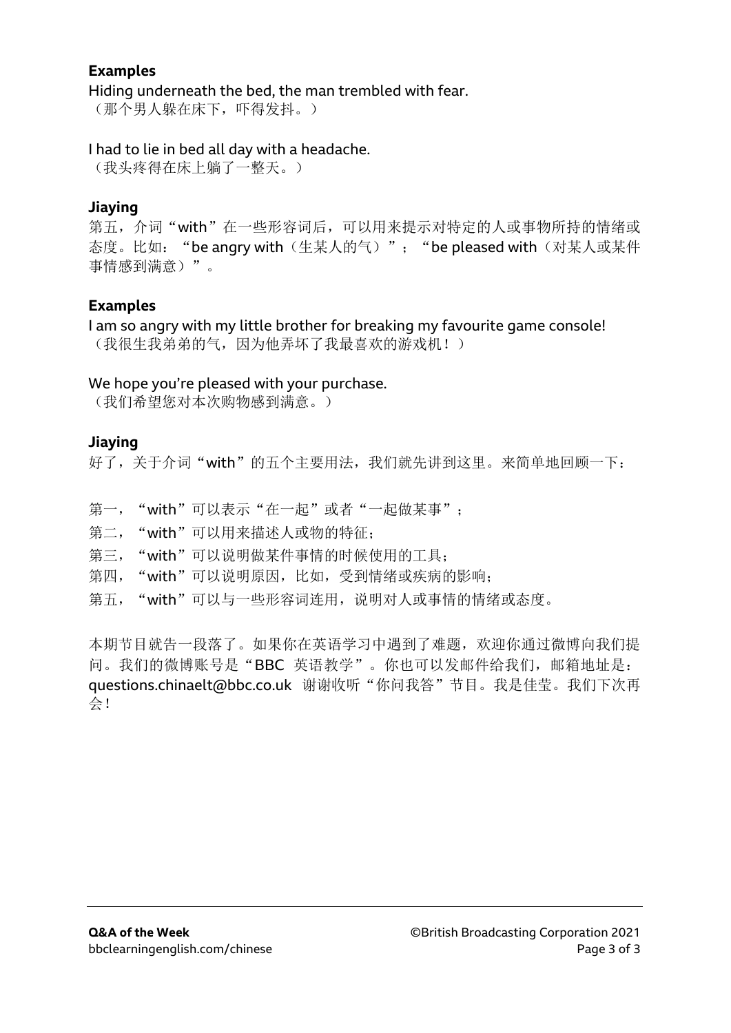**Examples**

Hiding underneath the bed, the man trembled with fear.
（那个男人躲在床下，吓得发抖。）

I had to lie in bed all day with a headache.
（我头疼得在床上躺了一整天。）

**Jiaying**

第五，介词“with”在一些形容词后，可以用来提示对特定的人或事物所持的情绪或态度。比如：“be angry with（生某人的气）”；“be pleased with（对某人或某件事情感到满意）”。

**Examples**

I am so angry with my little brother for breaking my favourite game console!
（我很生我弟弟的气，因为他弄坏了我最喜欢的游戏机！）

We hope you're pleased with your purchase.
（我们希望您对本次购物感到满意。）

**Jiaying**

好了，关于介词“with”的五个主要用法，我们就先讲到这里。来简单地回顾一下：

第一，“with”可以表示“在一起”或者“一起做某事”；
第二，“with”可以用来描述人或物的特征；
第三，“with”可以说明做某件事情的时候使用的工具；
第四，“with”可以说明原因，比如，受到情绪或疾病的影响；
第五，“with”可以与一些形容词连用，说明对人或事情的情绪或态度。

本期节目就告一段落了。如果你在英语学习中遇到了难题，欢迎你通过微博向我们提问。我们的微博账号是“BBC 英语教学”。你也可以发邮件给我们，邮箱地址是：questions.chinaelt@bbc.co.uk 谢谢收听“你问我答”节目。我是佳莹。我们下次再会！